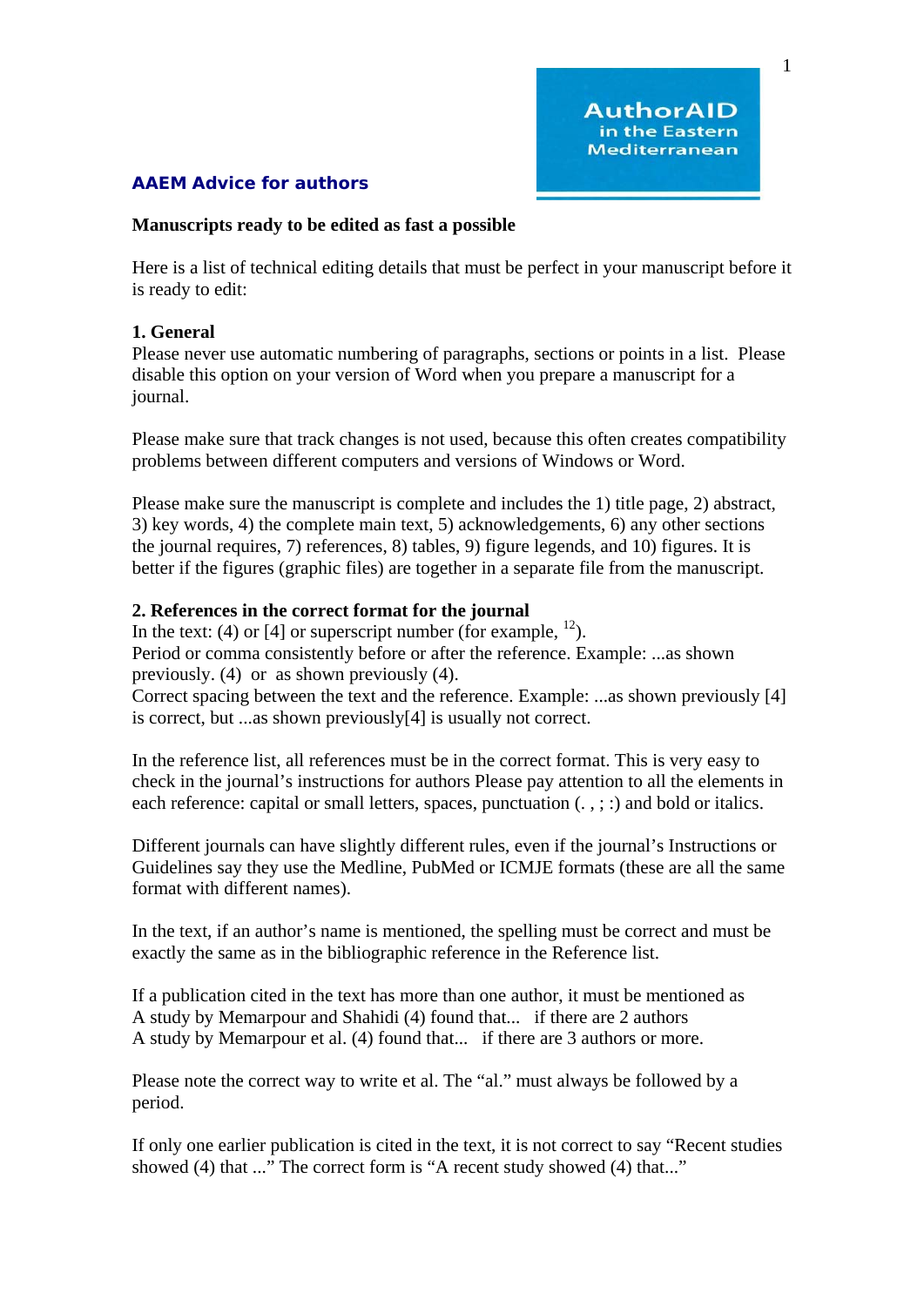AuthorAID in the Eastern Mediterranean

## AAEM Advice for authors

**Manuscripts ready to be edited as fast a possible**

Here is a list of technical editing details that must be perfect in your manuscript before it is ready to edit:

**1. General**

Please never use automatic numbering of paragraphs, sections or points in a list. Please disable this option on your version of Word when you prepare a manuscript for a journal.

Please make sure that track changes is not used, because this often creates compatibility problems between different computers and versions of Windows or Word.

Please make sure the manuscript is complete and includes the 1) title page, 2) abstract, 3) key words, 4) the complete main text, 5) acknowledgements, 6) any other sections the journal requires, 7) references, 8) tables, 9) figure legends, and 10) figures. It is better if the figures (graphic files) are together in a separate file from the manuscript.

**2. References in the correct format for the journal**

In the text: (4) or [4] or superscript number (for example, [12]).
Period or comma consistently before or after the reference. Example: ...as shown previously. (4) or as shown previously (4).
Correct spacing between the text and the reference. Example: ...as shown previously [4] is correct, but ...as shown previously[4] is usually not correct.

In the reference list, all references must be in the correct format. This is very easy to check in the journal's instructions for authors Please pay attention to all the elements in each reference: capital or small letters, spaces, punctuation (. , ; :) and bold or italics.

Different journals can have slightly different rules, even if the journal's Instructions or Guidelines say they use the Medline, PubMed or ICMJE formats (these are all the same format with different names).

In the text, if an author's name is mentioned, the spelling must be correct and must be exactly the same as in the bibliographic reference in the Reference list.

If a publication cited in the text has more than one author, it must be mentioned as
A study by Memarpour and Shahidi (4) found that... if there are 2 authors
A study by Memarpour et al. (4) found that... if there are 3 authors or more.

Please note the correct way to write et al. The "al." must always be followed by a period.

If only one earlier publication is cited in the text, it is not correct to say "Recent studies showed (4) that ..." The correct form is "A recent study showed (4) that..."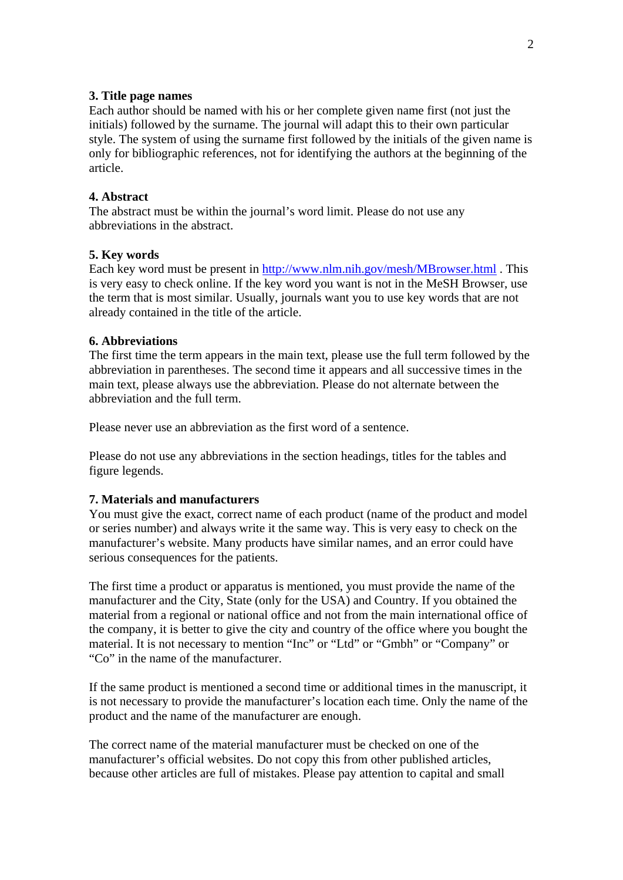**3. Title page names**

Each author should be named with his or her complete given name first (not just the initials) followed by the surname. The journal will adapt this to their own particular style. The system of using the surname first followed by the initials of the given name is only for bibliographic references, not for identifying the authors at the beginning of the article.

**4. Abstract**

The abstract must be within the journal's word limit. Please do not use any abbreviations in the abstract.

**5. Key words**

Each key word must be present in [http://www.nlm.nih.gov/mesh/MBrowser.html](http://www.nlm.nih.gov/mesh/MBrowser.html) . This is very easy to check online. If the key word you want is not in the MeSH Browser, use the term that is most similar. Usually, journals want you to use key words that are not already contained in the title of the article.

**6. Abbreviations**

The first time the term appears in the main text, please use the full term followed by the abbreviation in parentheses. The second time it appears and all successive times in the main text, please always use the abbreviation. Please do not alternate between the abbreviation and the full term.

Please never use an abbreviation as the first word of a sentence.

Please do not use any abbreviations in the section headings, titles for the tables and figure legends.

**7. Materials and manufacturers**

You must give the exact, correct name of each product (name of the product and model or series number) and always write it the same way. This is very easy to check on the manufacturer's website. Many products have similar names, and an error could have serious consequences for the patients.

The first time a product or apparatus is mentioned, you must provide the name of the manufacturer and the City, State (only for the USA) and Country. If you obtained the material from a regional or national office and not from the main international office of the company, it is better to give the city and country of the office where you bought the material. It is not necessary to mention "Inc" or "Ltd" or "Gmbh" or "Company" or "Co" in the name of the manufacturer.

If the same product is mentioned a second time or additional times in the manuscript, it is not necessary to provide the manufacturer's location each time. Only the name of the product and the name of the manufacturer are enough.

The correct name of the material manufacturer must be checked on one of the manufacturer's official websites. Do not copy this from other published articles, because other articles are full of mistakes. Please pay attention to capital and small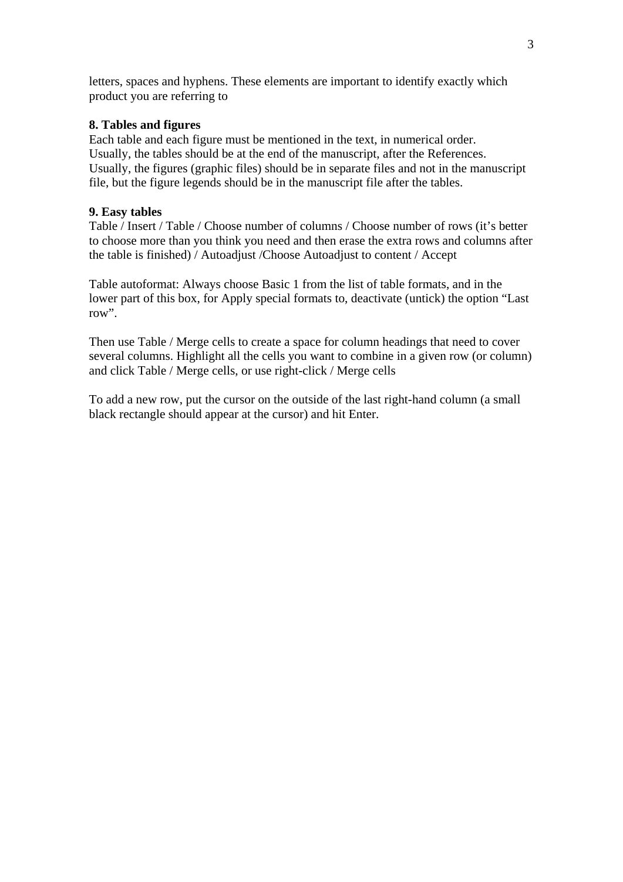letters, spaces and hyphens. These elements are important to identify exactly which product you are referring to

**8. Tables and figures**

Each table and each figure must be mentioned in the text, in numerical order. Usually, the tables should be at the end of the manuscript, after the References. Usually, the figures (graphic files) should be in separate files and not in the manuscript file, but the figure legends should be in the manuscript file after the tables.

**9. Easy tables**

Table / Insert / Table / Choose number of columns / Choose number of rows (it's better to choose more than you think you need and then erase the extra rows and columns after the table is finished) / Autoadjust /Choose Autoadjust to content / Accept

Table autoformat: Always choose Basic 1 from the list of table formats, and in the lower part of this box, for Apply special formats to, deactivate (untick) the option "Last row".

Then use Table / Merge cells to create a space for column headings that need to cover several columns. Highlight all the cells you want to combine in a given row (or column) and click Table / Merge cells, or use right-click / Merge cells

To add a new row, put the cursor on the outside of the last right-hand column (a small black rectangle should appear at the cursor) and hit Enter.